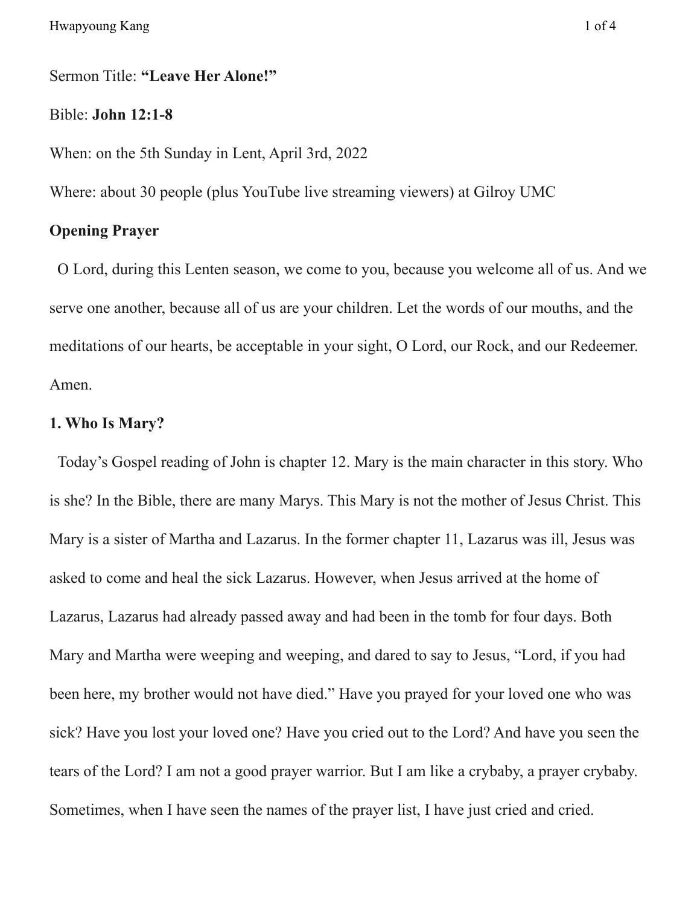Sermon Title: **"Leave Her Alone!"**

Bible: **John 12:1-8**

When: on the 5th Sunday in Lent, April 3rd, 2022

Where: about 30 people (plus YouTube live streaming viewers) at Gilroy UMC

**Opening Prayer**

O Lord, during this Lenten season, we come to you, because you welcome all of us. And we serve one another, because all of us are your children. Let the words of our mouths, and the meditations of our hearts, be acceptable in your sight, O Lord, our Rock, and our Redeemer. Amen.

**1. Who Is Mary?**

Today's Gospel reading of John is chapter 12. Mary is the main character in this story. Who is she? In the Bible, there are many Marys. This Mary is not the mother of Jesus Christ. This Mary is a sister of Martha and Lazarus. In the former chapter 11, Lazarus was ill, Jesus was asked to come and heal the sick Lazarus. However, when Jesus arrived at the home of Lazarus, Lazarus had already passed away and had been in the tomb for four days. Both Mary and Martha were weeping and weeping, and dared to say to Jesus, "Lord, if you had been here, my brother would not have died." Have you prayed for your loved one who was sick? Have you lost your loved one? Have you cried out to the Lord? And have you seen the tears of the Lord? I am not a good prayer warrior. But I am like a crybaby, a prayer crybaby. Sometimes, when I have seen the names of the prayer list, I have just cried and cried.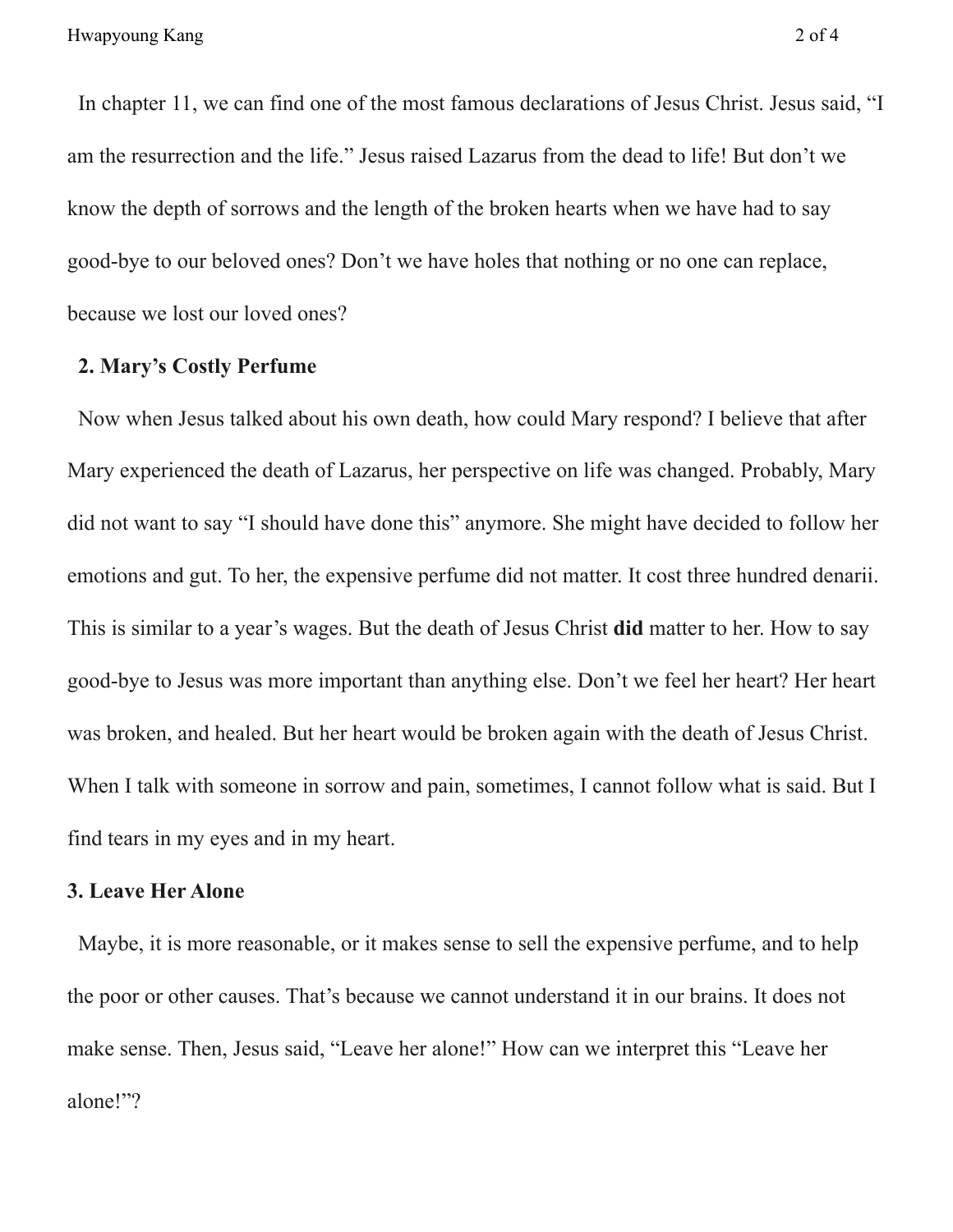In chapter 11, we can find one of the most famous declarations of Jesus Christ. Jesus said, "I am the resurrection and the life." Jesus raised Lazarus from the dead to life! But don't we know the depth of sorrows and the length of the broken hearts when we have had to say good-bye to our beloved ones? Don't we have holes that nothing or no one can replace, because we lost our loved ones?

**2. Mary's Costly Perfume**

Now when Jesus talked about his own death, how could Mary respond? I believe that after Mary experienced the death of Lazarus, her perspective on life was changed. Probably, Mary did not want to say "I should have done this" anymore. She might have decided to follow her emotions and gut. To her, the expensive perfume did not matter. It cost three hundred denarii. This is similar to a year's wages. But the death of Jesus Christ **did** matter to her. How to say good-bye to Jesus was more important than anything else. Don't we feel her heart? Her heart was broken, and healed. But her heart would be broken again with the death of Jesus Christ. When I talk with someone in sorrow and pain, sometimes, I cannot follow what is said. But I find tears in my eyes and in my heart.

**3. Leave Her Alone**

Maybe, it is more reasonable, or it makes sense to sell the expensive perfume, and to help the poor or other causes. That's because we cannot understand it in our brains. It does not make sense. Then, Jesus said, "Leave her alone!" How can we interpret this "Leave her alone!"?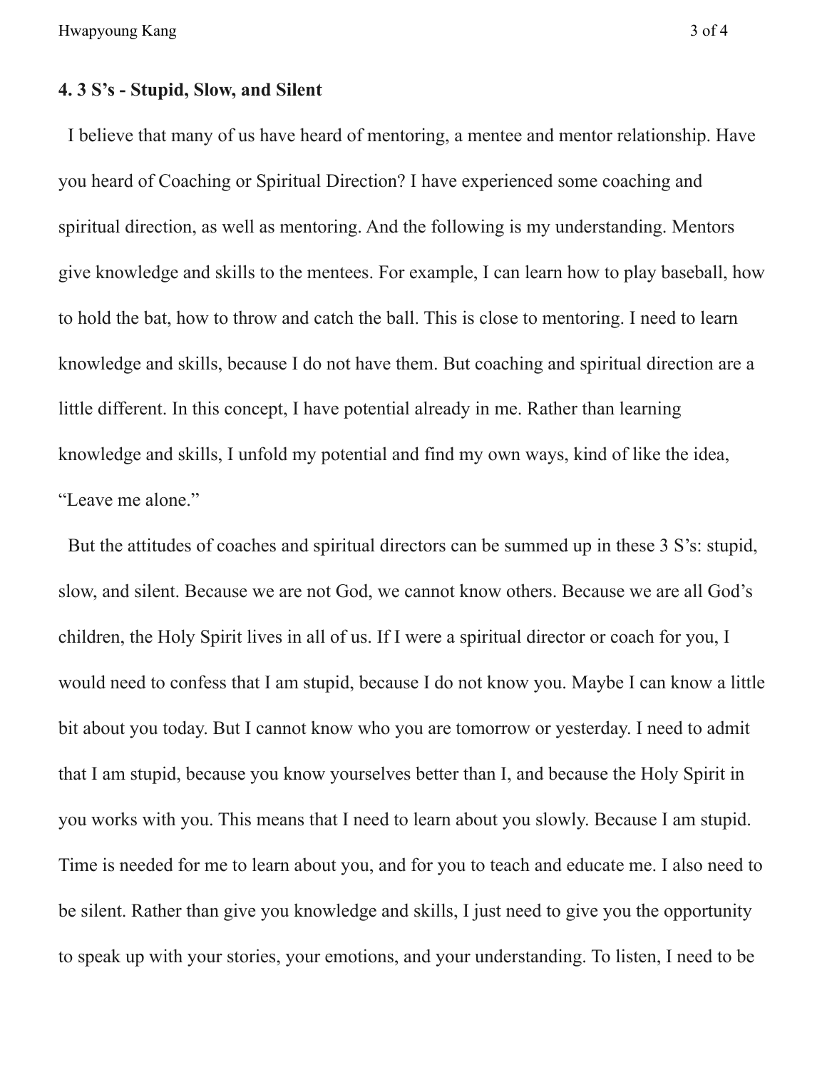**4. 3 S's - Stupid, Slow, and Silent**

I believe that many of us have heard of mentoring, a mentee and mentor relationship. Have you heard of Coaching or Spiritual Direction? I have experienced some coaching and spiritual direction, as well as mentoring. And the following is my understanding. Mentors give knowledge and skills to the mentees. For example, I can learn how to play baseball, how to hold the bat, how to throw and catch the ball. This is close to mentoring. I need to learn knowledge and skills, because I do not have them. But coaching and spiritual direction are a little different. In this concept, I have potential already in me. Rather than learning knowledge and skills, I unfold my potential and find my own ways, kind of like the idea, "Leave me alone."

But the attitudes of coaches and spiritual directors can be summed up in these 3 S's: stupid, slow, and silent. Because we are not God, we cannot know others. Because we are all God's children, the Holy Spirit lives in all of us. If I were a spiritual director or coach for you, I would need to confess that I am stupid, because I do not know you. Maybe I can know a little bit about you today. But I cannot know who you are tomorrow or yesterday. I need to admit that I am stupid, because you know yourselves better than I, and because the Holy Spirit in you works with you. This means that I need to learn about you slowly. Because I am stupid. Time is needed for me to learn about you, and for you to teach and educate me. I also need to be silent. Rather than give you knowledge and skills, I just need to give you the opportunity to speak up with your stories, your emotions, and your understanding. To listen, I need to be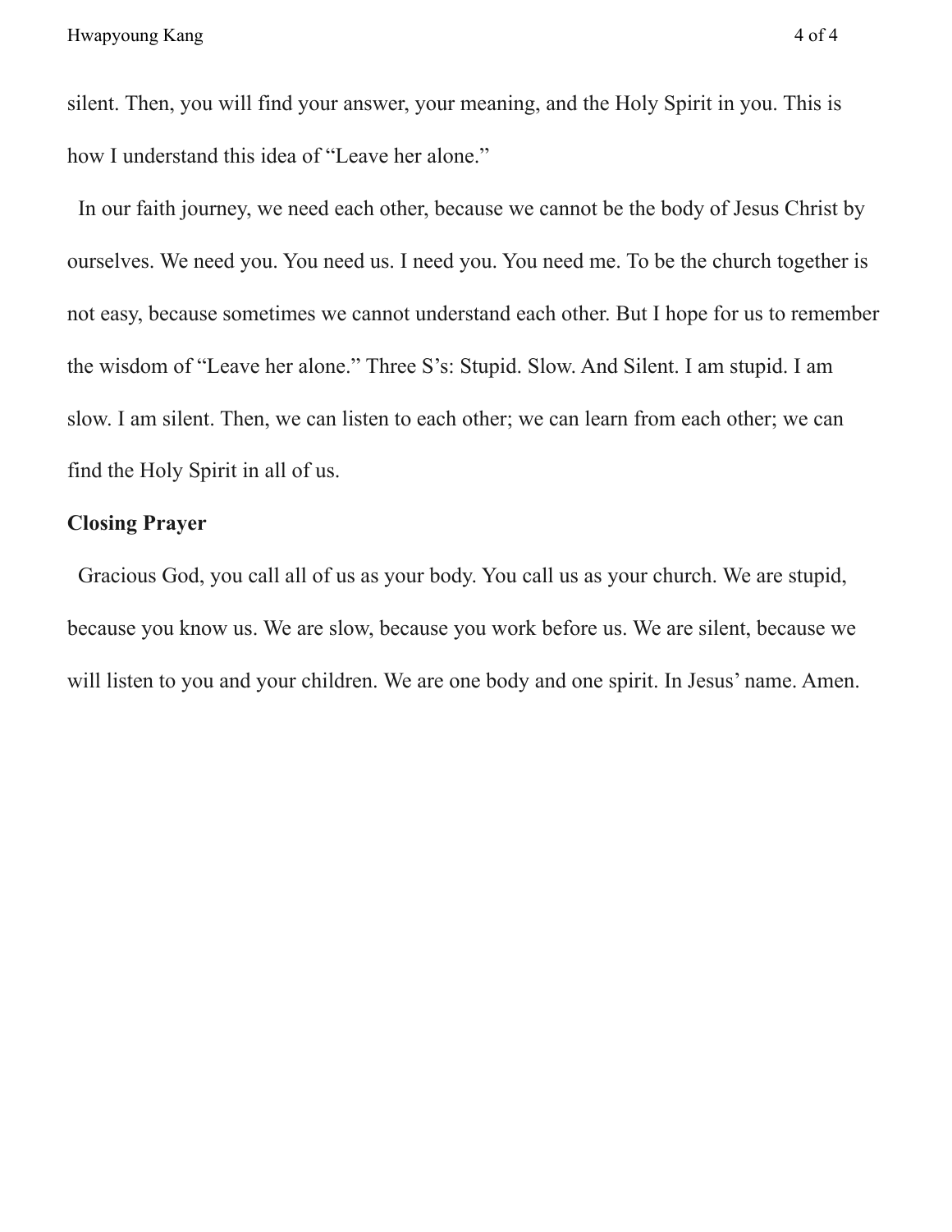silent. Then, you will find your answer, your meaning, and the Holy Spirit in you. This is how I understand this idea of "Leave her alone."

In our faith journey, we need each other, because we cannot be the body of Jesus Christ by ourselves. We need you. You need us. I need you. You need me. To be the church together is not easy, because sometimes we cannot understand each other. But I hope for us to remember the wisdom of "Leave her alone." Three S's: Stupid. Slow. And Silent. I am stupid. I am slow. I am silent. Then, we can listen to each other; we can learn from each other; we can find the Holy Spirit in all of us.

**Closing Prayer**

Gracious God, you call all of us as your body. You call us as your church. We are stupid, because you know us. We are slow, because you work before us. We are silent, because we will listen to you and your children. We are one body and one spirit. In Jesus' name. Amen.